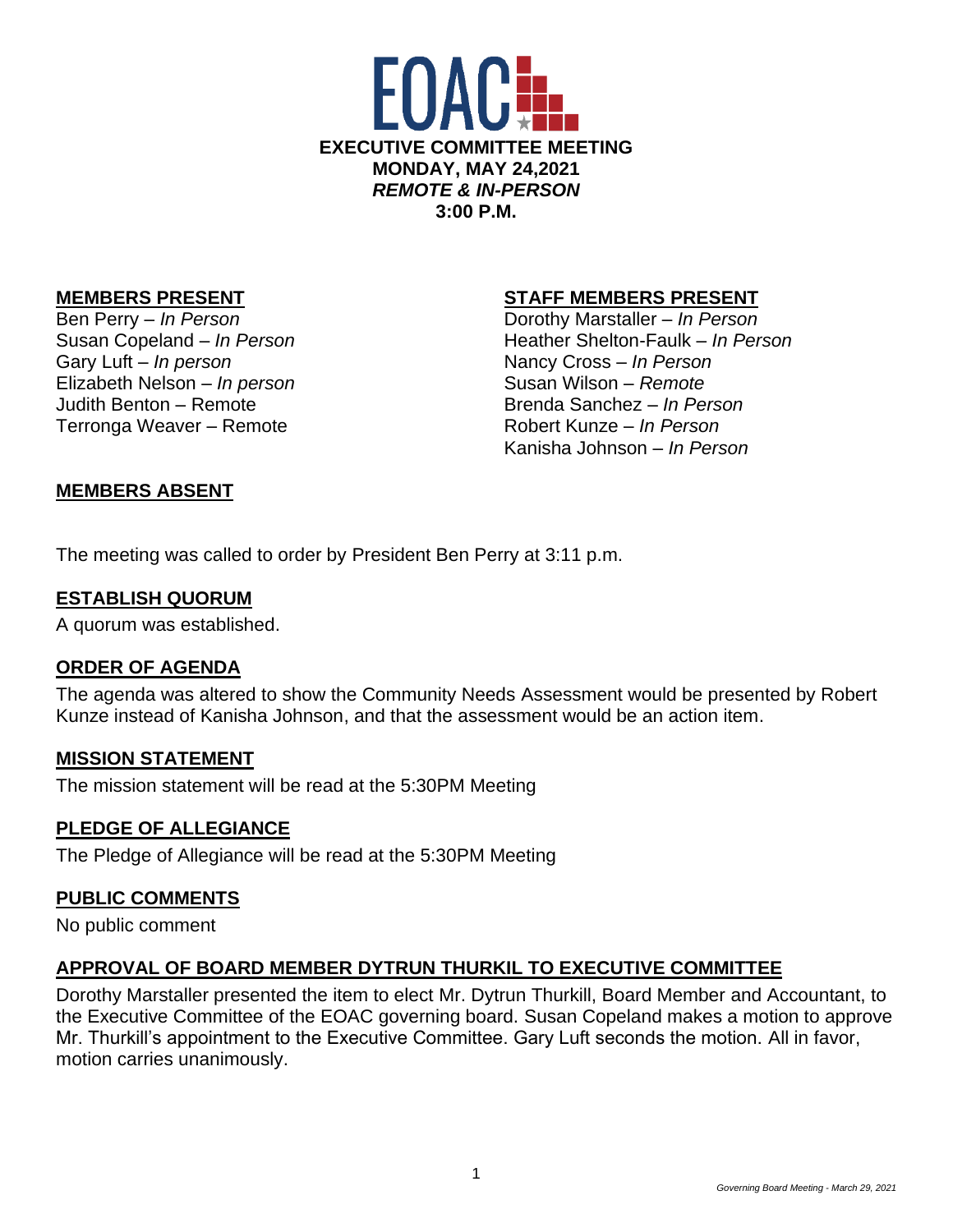# EOAC

**EXECUTIVE COMMITTEE MEETING**
**MONDAY, MAY 24,2021**
***REMOTE & IN-PERSON***
**3:00 P.M.**

**MEMBERS PRESENT**

Ben Perry – *In Person*
Susan Copeland – *In Person*
Gary Luft – *In person*
Elizabeth Nelson – *In person*
Judith Benton – Remote
Terronga Weaver – Remote

**STAFF MEMBERS PRESENT**

Dorothy Marstaller – *In Person*
Heather Shelton-Faulk – *In Person*
Nancy Cross – *In Person*
Susan Wilson – *Remote*
Brenda Sanchez – *In Person*
Robert Kunze – *In Person*
Kanisha Johnson – *In Person*

**MEMBERS ABSENT**

The meeting was called to order by President Ben Perry at 3:11 p.m.

**ESTABLISH QUORUM**

A quorum was established.

**ORDER OF AGENDA**

The agenda was altered to show the Community Needs Assessment would be presented by Robert Kunze instead of Kanisha Johnson, and that the assessment would be an action item.

**MISSION STATEMENT**

The mission statement will be read at the 5:30PM Meeting

**PLEDGE OF ALLEGIANCE**

The Pledge of Allegiance will be read at the 5:30PM Meeting

**PUBLIC COMMENTS**

No public comment

**APPROVAL OF BOARD MEMBER DYTRUN THURKIL TO EXECUTIVE COMMITTEE**

Dorothy Marstaller presented the item to elect Mr. Dytrun Thurkill, Board Member and Accountant, to the Executive Committee of the EOAC governing board. Susan Copeland makes a motion to approve Mr. Thurkill's appointment to the Executive Committee. Gary Luft seconds the motion. All in favor, motion carries unanimously.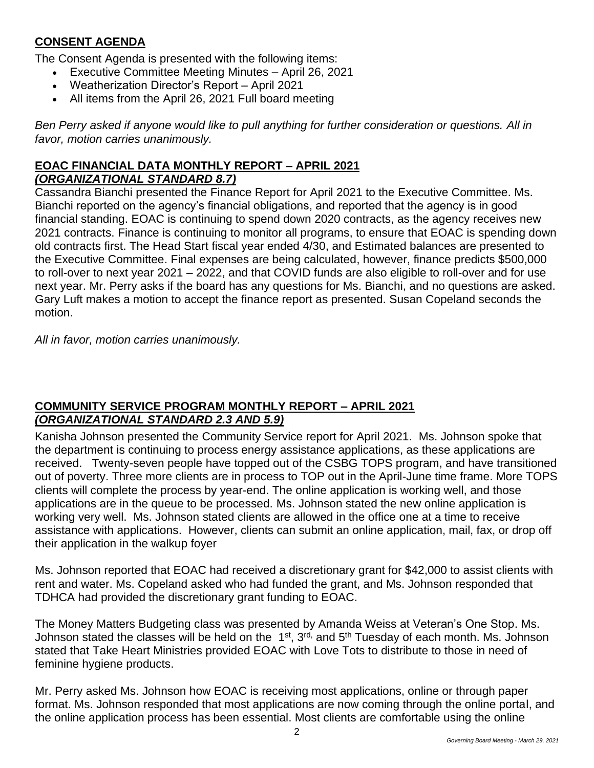## CONSENT AGENDA

The Consent Agenda is presented with the following items:

- Executive Committee Meeting Minutes – April 26, 2021
- Weatherization Director's Report – April 2021
- All items from the April 26, 2021 Full board meeting

*Ben Perry asked if anyone would like to pull anything for further consideration or questions. All in favor, motion carries unanimously.*

## EOAC FINANCIAL DATA MONTHLY REPORT – APRIL 2021
***(ORGANIZATIONAL STANDARD 8.7)***

Cassandra Bianchi presented the Finance Report for April 2021 to the Executive Committee. Ms. Bianchi reported on the agency's financial obligations, and reported that the agency is in good financial standing. EOAC is continuing to spend down 2020 contracts, as the agency receives new 2021 contracts. Finance is continuing to monitor all programs, to ensure that EOAC is spending down old contracts first. The Head Start fiscal year ended 4/30, and Estimated balances are presented to the Executive Committee. Final expenses are being calculated, however, finance predicts $500,000 to roll-over to next year 2021 – 2022, and that COVID funds are also eligible to roll-over and for use next year. Mr. Perry asks if the board has any questions for Ms. Bianchi, and no questions are asked. Gary Luft makes a motion to accept the finance report as presented. Susan Copeland seconds the motion.

*All in favor, motion carries unanimously.*

## COMMUNITY SERVICE PROGRAM MONTHLY REPORT – APRIL 2021
***(ORGANIZATIONAL STANDARD 2.3 AND 5.9)***

Kanisha Johnson presented the Community Service report for April 2021. Ms. Johnson spoke that the department is continuing to process energy assistance applications, as these applications are received. Twenty-seven people have topped out of the CSBG TOPS program, and have transitioned out of poverty. Three more clients are in process to TOP out in the April-June time frame. More TOPS clients will complete the process by year-end. The online application is working well, and those applications are in the queue to be processed. Ms. Johnson stated the new online application is working very well. Ms. Johnson stated clients are allowed in the office one at a time to receive assistance with applications. However, clients can submit an online application, mail, fax, or drop off their application in the walkup foyer

Ms. Johnson reported that EOAC had received a discretionary grant for $42,000 to assist clients with rent and water. Ms. Copeland asked who had funded the grant, and Ms. Johnson responded that TDHCA had provided the discretionary grant funding to EOAC.

The Money Matters Budgeting class was presented by Amanda Weiss at Veteran's One Stop. Ms. Johnson stated the classes will be held on the 1st, 3rd, and 5th Tuesday of each month. Ms. Johnson stated that Take Heart Ministries provided EOAC with Love Tots to distribute to those in need of feminine hygiene products.

Mr. Perry asked Ms. Johnson how EOAC is receiving most applications, online or through paper format. Ms. Johnson responded that most applications are now coming through the online portal, and the online application process has been essential. Most clients are comfortable using the online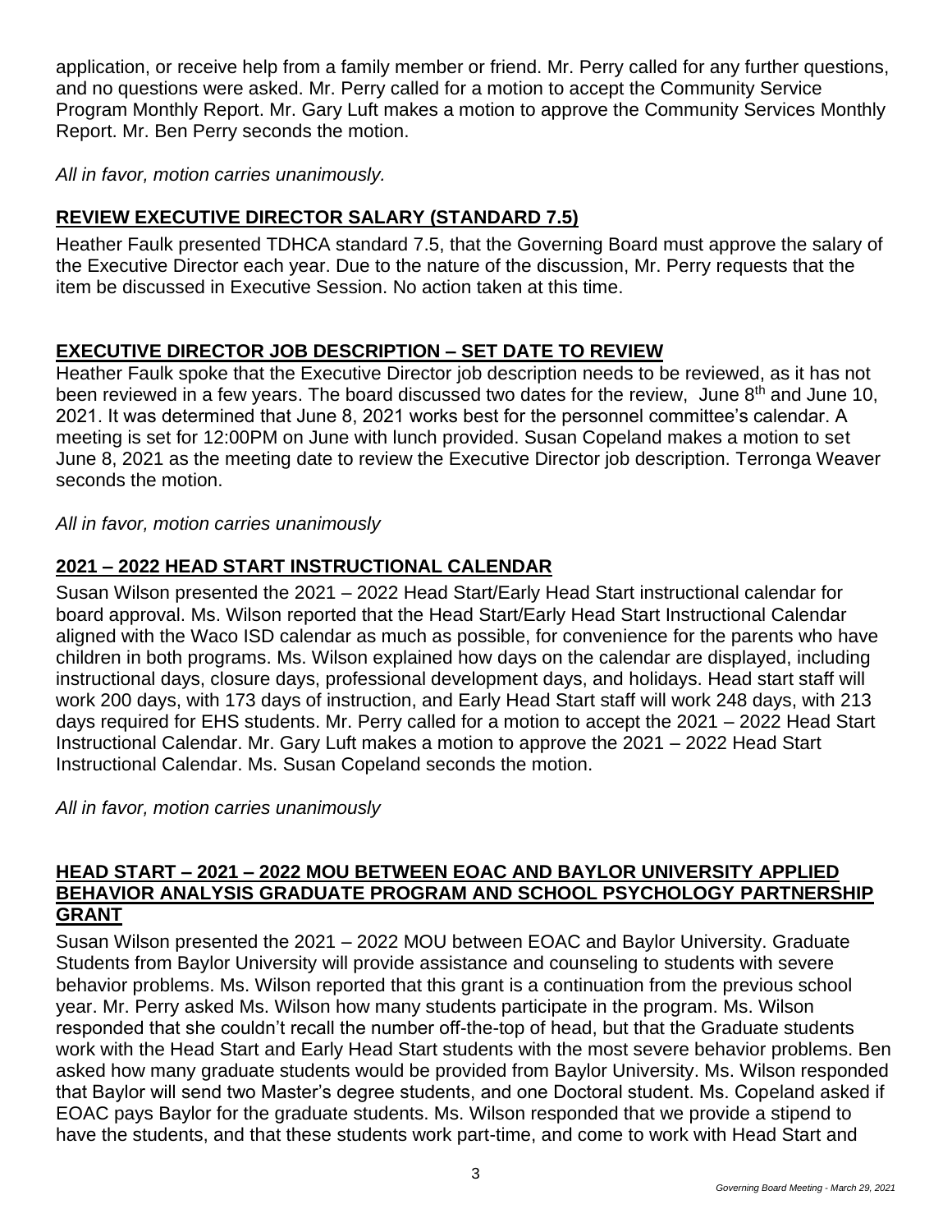application, or receive help from a family member or friend. Mr. Perry called for any further questions, and no questions were asked. Mr. Perry called for a motion to accept the Community Service Program Monthly Report. Mr. Gary Luft makes a motion to approve the Community Services Monthly Report. Mr. Ben Perry seconds the motion.

*All in favor, motion carries unanimously.*

## REVIEW EXECUTIVE DIRECTOR SALARY (STANDARD 7.5)

Heather Faulk presented TDHCA standard 7.5, that the Governing Board must approve the salary of the Executive Director each year. Due to the nature of the discussion, Mr. Perry requests that the item be discussed in Executive Session. No action taken at this time.

## EXECUTIVE DIRECTOR JOB DESCRIPTION – SET DATE TO REVIEW

Heather Faulk spoke that the Executive Director job description needs to be reviewed, as it has not been reviewed in a few years. The board discussed two dates for the review, June 8th and June 10, 2021. It was determined that June 8, 2021 works best for the personnel committee's calendar. A meeting is set for 12:00PM on June with lunch provided. Susan Copeland makes a motion to set June 8, 2021 as the meeting date to review the Executive Director job description. Terronga Weaver seconds the motion.

*All in favor, motion carries unanimously*

## 2021 – 2022 HEAD START INSTRUCTIONAL CALENDAR

Susan Wilson presented the 2021 – 2022 Head Start/Early Head Start instructional calendar for board approval. Ms. Wilson reported that the Head Start/Early Head Start Instructional Calendar aligned with the Waco ISD calendar as much as possible, for convenience for the parents who have children in both programs. Ms. Wilson explained how days on the calendar are displayed, including instructional days, closure days, professional development days, and holidays. Head start staff will work 200 days, with 173 days of instruction, and Early Head Start staff will work 248 days, with 213 days required for EHS students. Mr. Perry called for a motion to accept the 2021 – 2022 Head Start Instructional Calendar. Mr. Gary Luft makes a motion to approve the 2021 – 2022 Head Start Instructional Calendar. Ms. Susan Copeland seconds the motion.

*All in favor, motion carries unanimously*

## HEAD START – 2021 – 2022 MOU BETWEEN EOAC AND BAYLOR UNIVERSITY APPLIED BEHAVIOR ANALYSIS GRADUATE PROGRAM AND SCHOOL PSYCHOLOGY PARTNERSHIP GRANT

Susan Wilson presented the 2021 – 2022 MOU between EOAC and Baylor University. Graduate Students from Baylor University will provide assistance and counseling to students with severe behavior problems. Ms. Wilson reported that this grant is a continuation from the previous school year. Mr. Perry asked Ms. Wilson how many students participate in the program. Ms. Wilson responded that she couldn't recall the number off-the-top of head, but that the Graduate students work with the Head Start and Early Head Start students with the most severe behavior problems. Ben asked how many graduate students would be provided from Baylor University. Ms. Wilson responded that Baylor will send two Master's degree students, and one Doctoral student. Ms. Copeland asked if EOAC pays Baylor for the graduate students. Ms. Wilson responded that we provide a stipend to have the students, and that these students work part-time, and come to work with Head Start and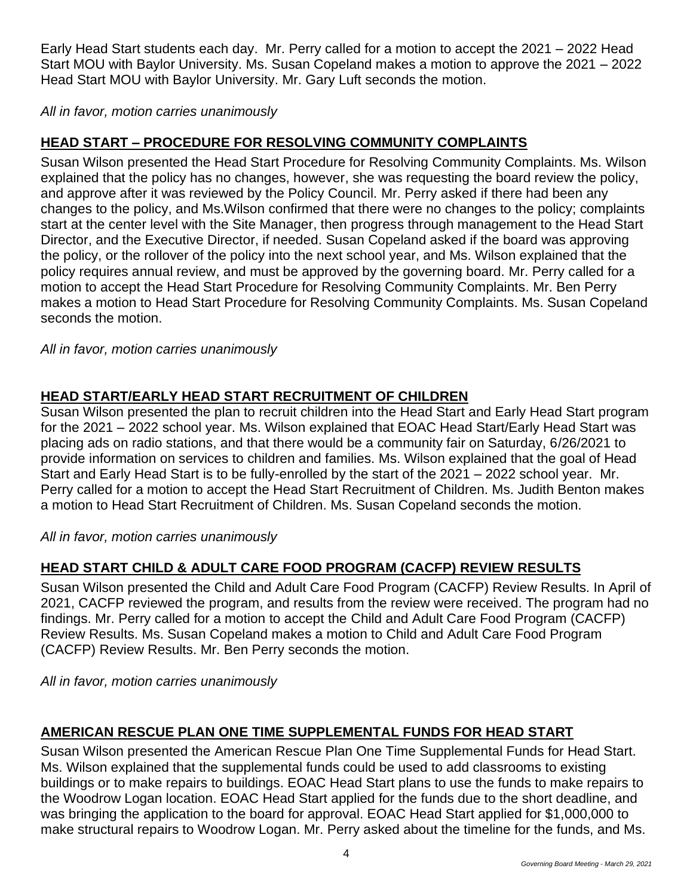Early Head Start students each day. Mr. Perry called for a motion to accept the 2021 – 2022 Head Start MOU with Baylor University. Ms. Susan Copeland makes a motion to approve the 2021 – 2022 Head Start MOU with Baylor University. Mr. Gary Luft seconds the motion.

*All in favor, motion carries unanimously*

## HEAD START – PROCEDURE FOR RESOLVING COMMUNITY COMPLAINTS

Susan Wilson presented the Head Start Procedure for Resolving Community Complaints. Ms. Wilson explained that the policy has no changes, however, she was requesting the board review the policy, and approve after it was reviewed by the Policy Council. Mr. Perry asked if there had been any changes to the policy, and Ms.Wilson confirmed that there were no changes to the policy; complaints start at the center level with the Site Manager, then progress through management to the Head Start Director, and the Executive Director, if needed. Susan Copeland asked if the board was approving the policy, or the rollover of the policy into the next school year, and Ms. Wilson explained that the policy requires annual review, and must be approved by the governing board. Mr. Perry called for a motion to accept the Head Start Procedure for Resolving Community Complaints. Mr. Ben Perry makes a motion to Head Start Procedure for Resolving Community Complaints. Ms. Susan Copeland seconds the motion.

*All in favor, motion carries unanimously*

## HEAD START/EARLY HEAD START RECRUITMENT OF CHILDREN

Susan Wilson presented the plan to recruit children into the Head Start and Early Head Start program for the 2021 – 2022 school year. Ms. Wilson explained that EOAC Head Start/Early Head Start was placing ads on radio stations, and that there would be a community fair on Saturday, 6/26/2021 to provide information on services to children and families. Ms. Wilson explained that the goal of Head Start and Early Head Start is to be fully-enrolled by the start of the 2021 – 2022 school year. Mr. Perry called for a motion to accept the Head Start Recruitment of Children. Ms. Judith Benton makes a motion to Head Start Recruitment of Children. Ms. Susan Copeland seconds the motion.

*All in favor, motion carries unanimously*

## HEAD START CHILD & ADULT CARE FOOD PROGRAM (CACFP) REVIEW RESULTS

Susan Wilson presented the Child and Adult Care Food Program (CACFP) Review Results. In April of 2021, CACFP reviewed the program, and results from the review were received. The program had no findings. Mr. Perry called for a motion to accept the Child and Adult Care Food Program (CACFP) Review Results. Ms. Susan Copeland makes a motion to Child and Adult Care Food Program (CACFP) Review Results. Mr. Ben Perry seconds the motion.

*All in favor, motion carries unanimously*

## AMERICAN RESCUE PLAN ONE TIME SUPPLEMENTAL FUNDS FOR HEAD START

Susan Wilson presented the American Rescue Plan One Time Supplemental Funds for Head Start. Ms. Wilson explained that the supplemental funds could be used to add classrooms to existing buildings or to make repairs to buildings. EOAC Head Start plans to use the funds to make repairs to the Woodrow Logan location. EOAC Head Start applied for the funds due to the short deadline, and was bringing the application to the board for approval. EOAC Head Start applied for $1,000,000 to make structural repairs to Woodrow Logan. Mr. Perry asked about the timeline for the funds, and Ms.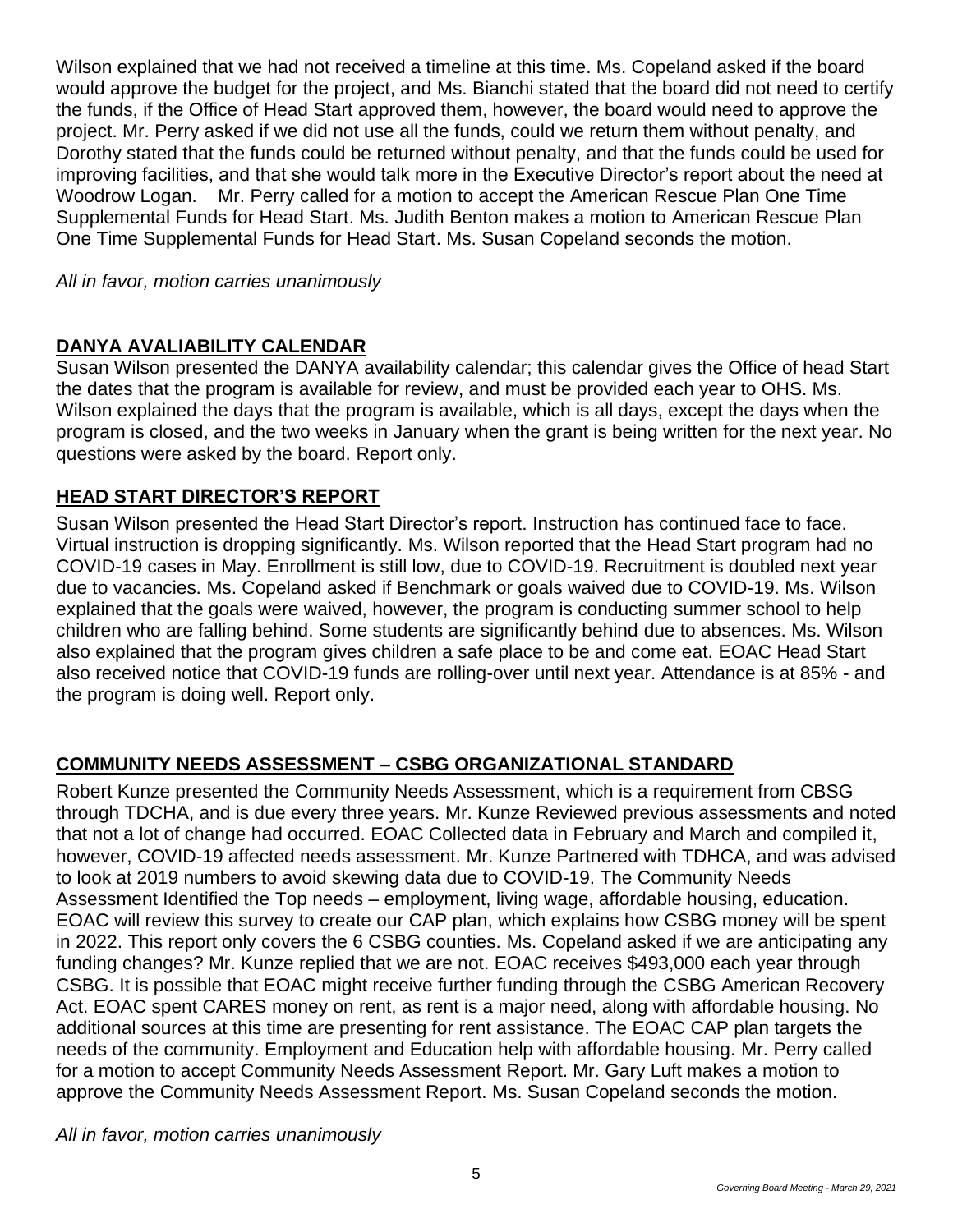Wilson explained that we had not received a timeline at this time. Ms. Copeland asked if the board would approve the budget for the project, and Ms. Bianchi stated that the board did not need to certify the funds, if the Office of Head Start approved them, however, the board would need to approve the project. Mr. Perry asked if we did not use all the funds, could we return them without penalty, and Dorothy stated that the funds could be returned without penalty, and that the funds could be used for improving facilities, and that she would talk more in the Executive Director's report about the need at Woodrow Logan. Mr. Perry called for a motion to accept the American Rescue Plan One Time Supplemental Funds for Head Start. Ms. Judith Benton makes a motion to American Rescue Plan One Time Supplemental Funds for Head Start. Ms. Susan Copeland seconds the motion.

*All in favor, motion carries unanimously*

## DANYA AVALIABILITY CALENDAR

Susan Wilson presented the DANYA availability calendar; this calendar gives the Office of head Start the dates that the program is available for review, and must be provided each year to OHS. Ms. Wilson explained the days that the program is available, which is all days, except the days when the program is closed, and the two weeks in January when the grant is being written for the next year. No questions were asked by the board. Report only.

## HEAD START DIRECTOR'S REPORT

Susan Wilson presented the Head Start Director's report. Instruction has continued face to face. Virtual instruction is dropping significantly. Ms. Wilson reported that the Head Start program had no COVID-19 cases in May. Enrollment is still low, due to COVID-19. Recruitment is doubled next year due to vacancies. Ms. Copeland asked if Benchmark or goals waived due to COVID-19. Ms. Wilson explained that the goals were waived, however, the program is conducting summer school to help children who are falling behind. Some students are significantly behind due to absences. Ms. Wilson also explained that the program gives children a safe place to be and come eat. EOAC Head Start also received notice that COVID-19 funds are rolling-over until next year. Attendance is at 85% - and the program is doing well. Report only.

## COMMUNITY NEEDS ASSESSMENT – CSBG ORGANIZATIONAL STANDARD

Robert Kunze presented the Community Needs Assessment, which is a requirement from CBSG through TDCHA, and is due every three years. Mr. Kunze Reviewed previous assessments and noted that not a lot of change had occurred. EOAC Collected data in February and March and compiled it, however, COVID-19 affected needs assessment. Mr. Kunze Partnered with TDHCA, and was advised to look at 2019 numbers to avoid skewing data due to COVID-19. The Community Needs Assessment Identified the Top needs – employment, living wage, affordable housing, education. EOAC will review this survey to create our CAP plan, which explains how CSBG money will be spent in 2022. This report only covers the 6 CSBG counties. Ms. Copeland asked if we are anticipating any funding changes? Mr. Kunze replied that we are not. EOAC receives $493,000 each year through CSBG. It is possible that EOAC might receive further funding through the CSBG American Recovery Act. EOAC spent CARES money on rent, as rent is a major need, along with affordable housing. No additional sources at this time are presenting for rent assistance. The EOAC CAP plan targets the needs of the community. Employment and Education help with affordable housing. Mr. Perry called for a motion to accept Community Needs Assessment Report. Mr. Gary Luft makes a motion to approve the Community Needs Assessment Report. Ms. Susan Copeland seconds the motion.

*All in favor, motion carries unanimously*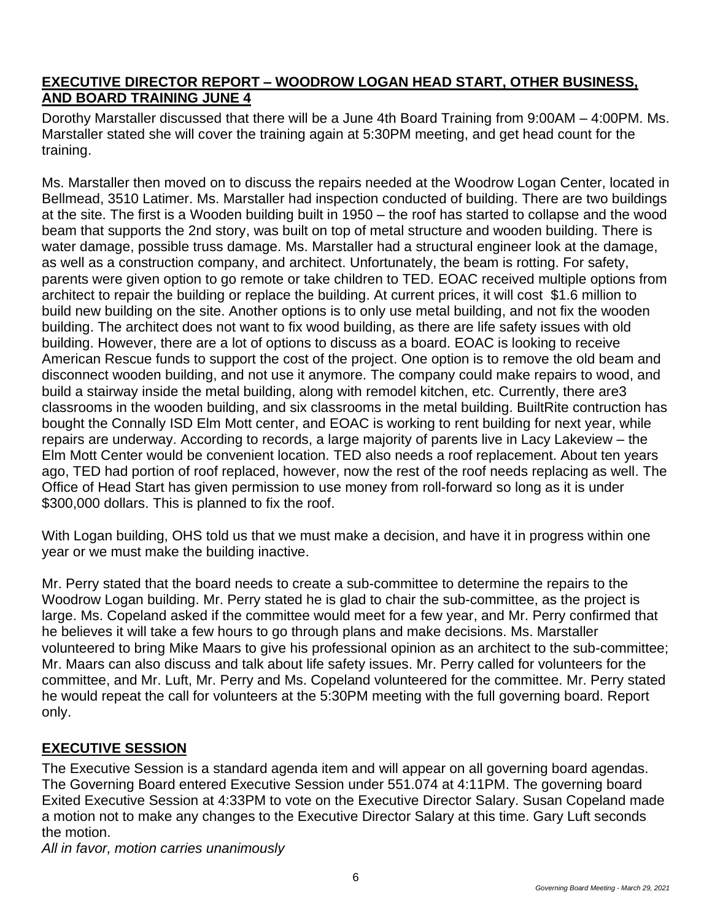## EXECUTIVE DIRECTOR REPORT – WOODROW LOGAN HEAD START, OTHER BUSINESS, AND BOARD TRAINING JUNE 4

Dorothy Marstaller discussed that there will be a June 4th Board Training from 9:00AM – 4:00PM. Ms. Marstaller stated she will cover the training again at 5:30PM meeting, and get head count for the training.

Ms. Marstaller then moved on to discuss the repairs needed at the Woodrow Logan Center, located in Bellmead, 3510 Latimer. Ms. Marstaller had inspection conducted of building. There are two buildings at the site. The first is a Wooden building built in 1950 – the roof has started to collapse and the wood beam that supports the 2nd story, was built on top of metal structure and wooden building. There is water damage, possible truss damage. Ms. Marstaller had a structural engineer look at the damage, as well as a construction company, and architect. Unfortunately, the beam is rotting. For safety, parents were given option to go remote or take children to TED. EOAC received multiple options from architect to repair the building or replace the building. At current prices, it will cost \$1.6 million to build new building on the site. Another options is to only use metal building, and not fix the wooden building. The architect does not want to fix wood building, as there are life safety issues with old building. However, there are a lot of options to discuss as a board. EOAC is looking to receive American Rescue funds to support the cost of the project. One option is to remove the old beam and disconnect wooden building, and not use it anymore. The company could make repairs to wood, and build a stairway inside the metal building, along with remodel kitchen, etc. Currently, there are3 classrooms in the wooden building, and six classrooms in the metal building. BuiltRite contruction has bought the Connally ISD Elm Mott center, and EOAC is working to rent building for next year, while repairs are underway. According to records, a large majority of parents live in Lacy Lakeview – the Elm Mott Center would be convenient location. TED also needs a roof replacement. About ten years ago, TED had portion of roof replaced, however, now the rest of the roof needs replacing as well. The Office of Head Start has given permission to use money from roll-forward so long as it is under \$300,000 dollars. This is planned to fix the roof.

With Logan building, OHS told us that we must make a decision, and have it in progress within one year or we must make the building inactive.

Mr. Perry stated that the board needs to create a sub-committee to determine the repairs to the Woodrow Logan building. Mr. Perry stated he is glad to chair the sub-committee, as the project is large. Ms. Copeland asked if the committee would meet for a few year, and Mr. Perry confirmed that he believes it will take a few hours to go through plans and make decisions. Ms. Marstaller volunteered to bring Mike Maars to give his professional opinion as an architect to the sub-committee; Mr. Maars can also discuss and talk about life safety issues. Mr. Perry called for volunteers for the committee, and Mr. Luft, Mr. Perry and Ms. Copeland volunteered for the committee. Mr. Perry stated he would repeat the call for volunteers at the 5:30PM meeting with the full governing board. Report only.

## EXECUTIVE SESSION

The Executive Session is a standard agenda item and will appear on all governing board agendas. The Governing Board entered Executive Session under 551.074 at 4:11PM. The governing board Exited Executive Session at 4:33PM to vote on the Executive Director Salary. Susan Copeland made a motion not to make any changes to the Executive Director Salary at this time. Gary Luft seconds the motion.

*All in favor, motion carries unanimously*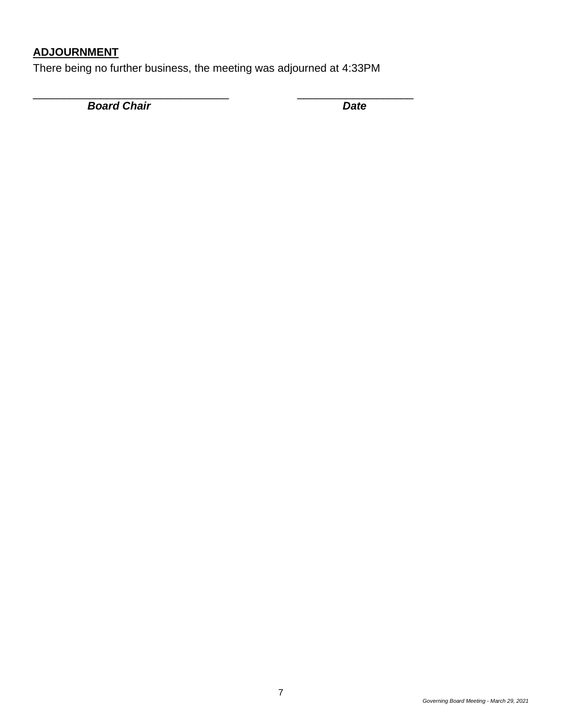**ADJOURNMENT**

There being no further business, the meeting was adjourned at 4:33PM

\_\_\_\_\_\_\_\_\_\_\_\_\_\_\_\_\_\_\_\_\_\_\_\_\_\_\_\_\_\_\_\_\_\_ &nbsp;&nbsp;&nbsp;&nbsp;&nbsp;&nbsp;&nbsp;&nbsp; \_\_\_\_\_\_\_\_\_\_\_\_\_\_\_\_\_\_\_\_

***Board Chair*** &nbsp;&nbsp;&nbsp;&nbsp;&nbsp;&nbsp;&nbsp;&nbsp;&nbsp;&nbsp;&nbsp;&nbsp;&nbsp;&nbsp;&nbsp;&nbsp;&nbsp;&nbsp;&nbsp;&nbsp;&nbsp;&nbsp;&nbsp;&nbsp;&nbsp;&nbsp;&nbsp;&nbsp;&nbsp;&nbsp;&nbsp;&nbsp;&nbsp;&nbsp;&nbsp;&nbsp; ***Date***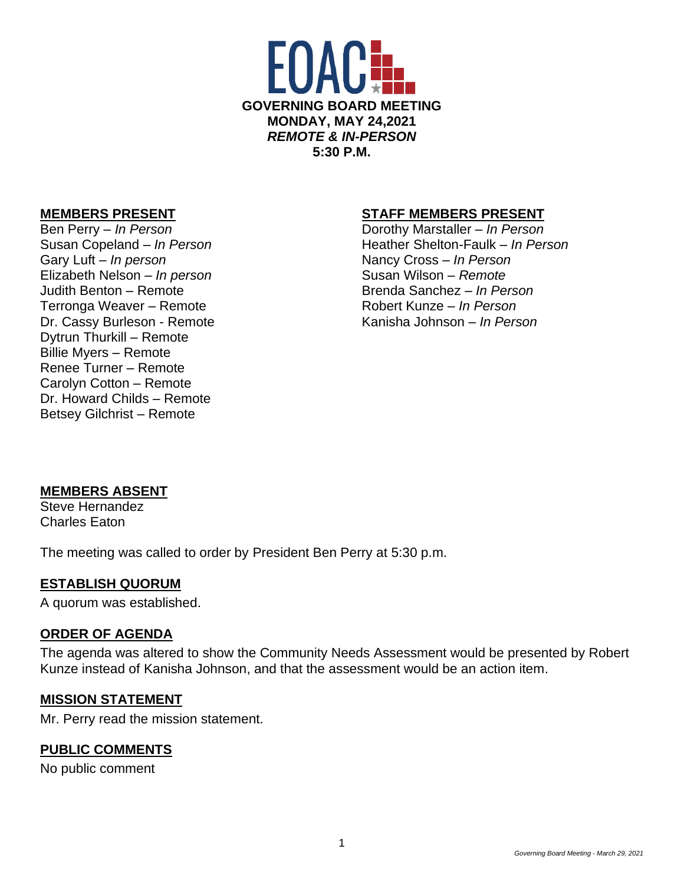# EOAC

**GOVERNING BOARD MEETING**
**MONDAY, MAY 24,2021**
***REMOTE & IN-PERSON***
**5:30 P.M.**

**MEMBERS PRESENT**

Ben Perry – *In Person*
Susan Copeland – *In Person*
Gary Luft – *In person*
Elizabeth Nelson – *In person*
Judith Benton – Remote
Terronga Weaver – Remote
Dr. Cassy Burleson - Remote
Dytrun Thurkill – Remote
Billie Myers – Remote
Renee Turner – Remote
Carolyn Cotton – Remote
Dr. Howard Childs – Remote
Betsey Gilchrist – Remote

**STAFF MEMBERS PRESENT**

Dorothy Marstaller – *In Person*
Heather Shelton-Faulk – *In Person*
Nancy Cross – *In Person*
Susan Wilson – *Remote*
Brenda Sanchez – *In Person*
Robert Kunze – *In Person*
Kanisha Johnson – *In Person*

**MEMBERS ABSENT**

Steve Hernandez
Charles Eaton

The meeting was called to order by President Ben Perry at 5:30 p.m.

**ESTABLISH QUORUM**

A quorum was established.

**ORDER OF AGENDA**

The agenda was altered to show the Community Needs Assessment would be presented by Robert Kunze instead of Kanisha Johnson, and that the assessment would be an action item.

**MISSION STATEMENT**

Mr. Perry read the mission statement.

**PUBLIC COMMENTS**

No public comment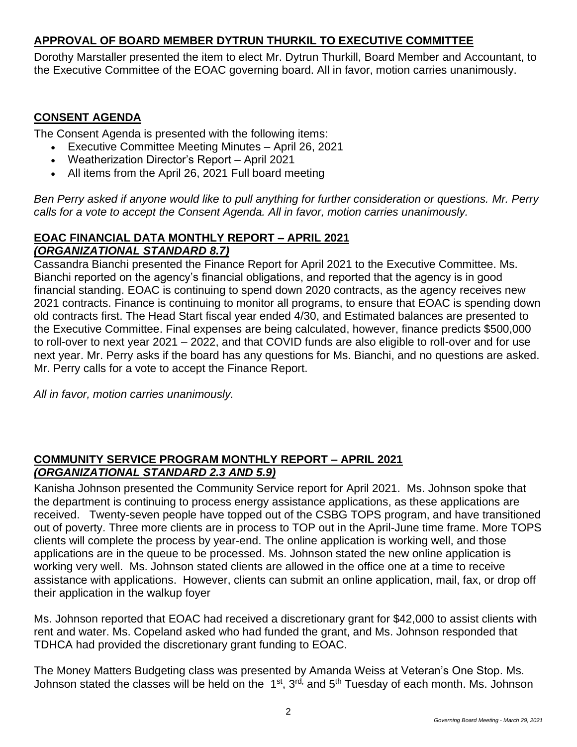## APPROVAL OF BOARD MEMBER DYTRUN THURKIL TO EXECUTIVE COMMITTEE

Dorothy Marstaller presented the item to elect Mr. Dytrun Thurkill, Board Member and Accountant, to the Executive Committee of the EOAC governing board. All in favor, motion carries unanimously.

## CONSENT AGENDA

The Consent Agenda is presented with the following items:

- Executive Committee Meeting Minutes – April 26, 2021
- Weatherization Director's Report – April 2021
- All items from the April 26, 2021 Full board meeting

*Ben Perry asked if anyone would like to pull anything for further consideration or questions. Mr. Perry calls for a vote to accept the Consent Agenda. All in favor, motion carries unanimously.*

## EOAC FINANCIAL DATA MONTHLY REPORT – APRIL 2021
### *(ORGANIZATIONAL STANDARD 8.7)*

Cassandra Bianchi presented the Finance Report for April 2021 to the Executive Committee. Ms. Bianchi reported on the agency's financial obligations, and reported that the agency is in good financial standing. EOAC is continuing to spend down 2020 contracts, as the agency receives new 2021 contracts. Finance is continuing to monitor all programs, to ensure that EOAC is spending down old contracts first. The Head Start fiscal year ended 4/30, and Estimated balances are presented to the Executive Committee. Final expenses are being calculated, however, finance predicts $500,000 to roll-over to next year 2021 – 2022, and that COVID funds are also eligible to roll-over and for use next year. Mr. Perry asks if the board has any questions for Ms. Bianchi, and no questions are asked. Mr. Perry calls for a vote to accept the Finance Report.

*All in favor, motion carries unanimously.*

## COMMUNITY SERVICE PROGRAM MONTHLY REPORT – APRIL 2021
### *(ORGANIZATIONAL STANDARD 2.3 AND 5.9)*

Kanisha Johnson presented the Community Service report for April 2021. Ms. Johnson spoke that the department is continuing to process energy assistance applications, as these applications are received. Twenty-seven people have topped out of the CSBG TOPS program, and have transitioned out of poverty. Three more clients are in process to TOP out in the April-June time frame. More TOPS clients will complete the process by year-end. The online application is working well, and those applications are in the queue to be processed. Ms. Johnson stated the new online application is working very well. Ms. Johnson stated clients are allowed in the office one at a time to receive assistance with applications. However, clients can submit an online application, mail, fax, or drop off their application in the walkup foyer

Ms. Johnson reported that EOAC had received a discretionary grant for $42,000 to assist clients with rent and water. Ms. Copeland asked who had funded the grant, and Ms. Johnson responded that TDHCA had provided the discretionary grant funding to EOAC.

The Money Matters Budgeting class was presented by Amanda Weiss at Veteran's One Stop. Ms. Johnson stated the classes will be held on the 1st, 3rd, and 5th Tuesday of each month. Ms. Johnson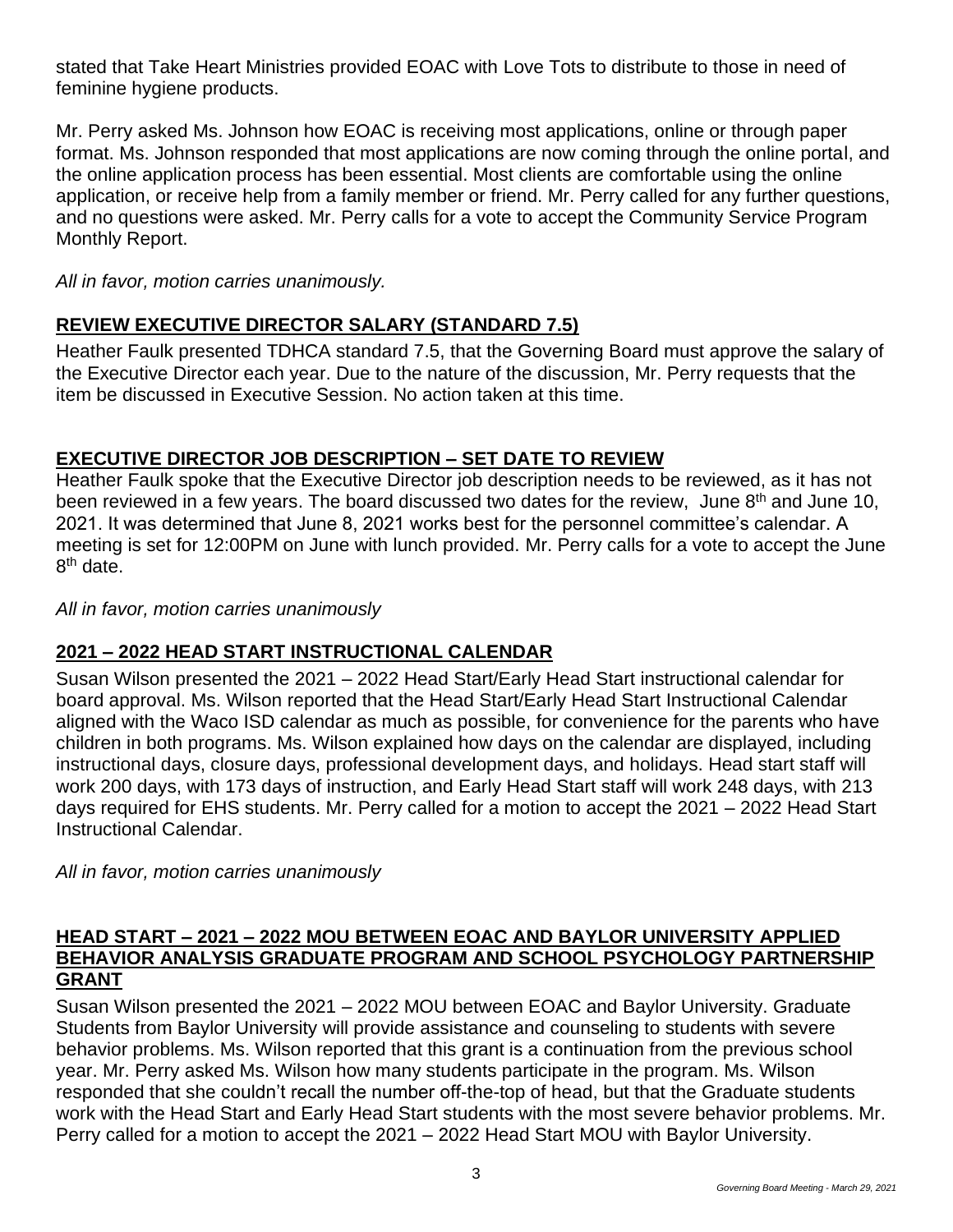stated that Take Heart Ministries provided EOAC with Love Tots to distribute to those in need of feminine hygiene products.

Mr. Perry asked Ms. Johnson how EOAC is receiving most applications, online or through paper format. Ms. Johnson responded that most applications are now coming through the online portal, and the online application process has been essential. Most clients are comfortable using the online application, or receive help from a family member or friend. Mr. Perry called for any further questions, and no questions were asked. Mr. Perry calls for a vote to accept the Community Service Program Monthly Report.

*All in favor, motion carries unanimously.*

## REVIEW EXECUTIVE DIRECTOR SALARY (STANDARD 7.5)

Heather Faulk presented TDHCA standard 7.5, that the Governing Board must approve the salary of the Executive Director each year. Due to the nature of the discussion, Mr. Perry requests that the item be discussed in Executive Session. No action taken at this time.

## EXECUTIVE DIRECTOR JOB DESCRIPTION – SET DATE TO REVIEW

Heather Faulk spoke that the Executive Director job description needs to be reviewed, as it has not been reviewed in a few years. The board discussed two dates for the review, June 8th and June 10, 2021. It was determined that June 8, 2021 works best for the personnel committee's calendar. A meeting is set for 12:00PM on June with lunch provided. Mr. Perry calls for a vote to accept the June 8th date.

*All in favor, motion carries unanimously*

## 2021 – 2022 HEAD START INSTRUCTIONAL CALENDAR

Susan Wilson presented the 2021 – 2022 Head Start/Early Head Start instructional calendar for board approval. Ms. Wilson reported that the Head Start/Early Head Start Instructional Calendar aligned with the Waco ISD calendar as much as possible, for convenience for the parents who have children in both programs. Ms. Wilson explained how days on the calendar are displayed, including instructional days, closure days, professional development days, and holidays. Head start staff will work 200 days, with 173 days of instruction, and Early Head Start staff will work 248 days, with 213 days required for EHS students. Mr. Perry called for a motion to accept the 2021 – 2022 Head Start Instructional Calendar.

*All in favor, motion carries unanimously*

## HEAD START – 2021 – 2022 MOU BETWEEN EOAC AND BAYLOR UNIVERSITY APPLIED BEHAVIOR ANALYSIS GRADUATE PROGRAM AND SCHOOL PSYCHOLOGY PARTNERSHIP GRANT

Susan Wilson presented the 2021 – 2022 MOU between EOAC and Baylor University. Graduate Students from Baylor University will provide assistance and counseling to students with severe behavior problems. Ms. Wilson reported that this grant is a continuation from the previous school year. Mr. Perry asked Ms. Wilson how many students participate in the program. Ms. Wilson responded that she couldn't recall the number off-the-top of head, but that the Graduate students work with the Head Start and Early Head Start students with the most severe behavior problems. Mr. Perry called for a motion to accept the 2021 – 2022 Head Start MOU with Baylor University.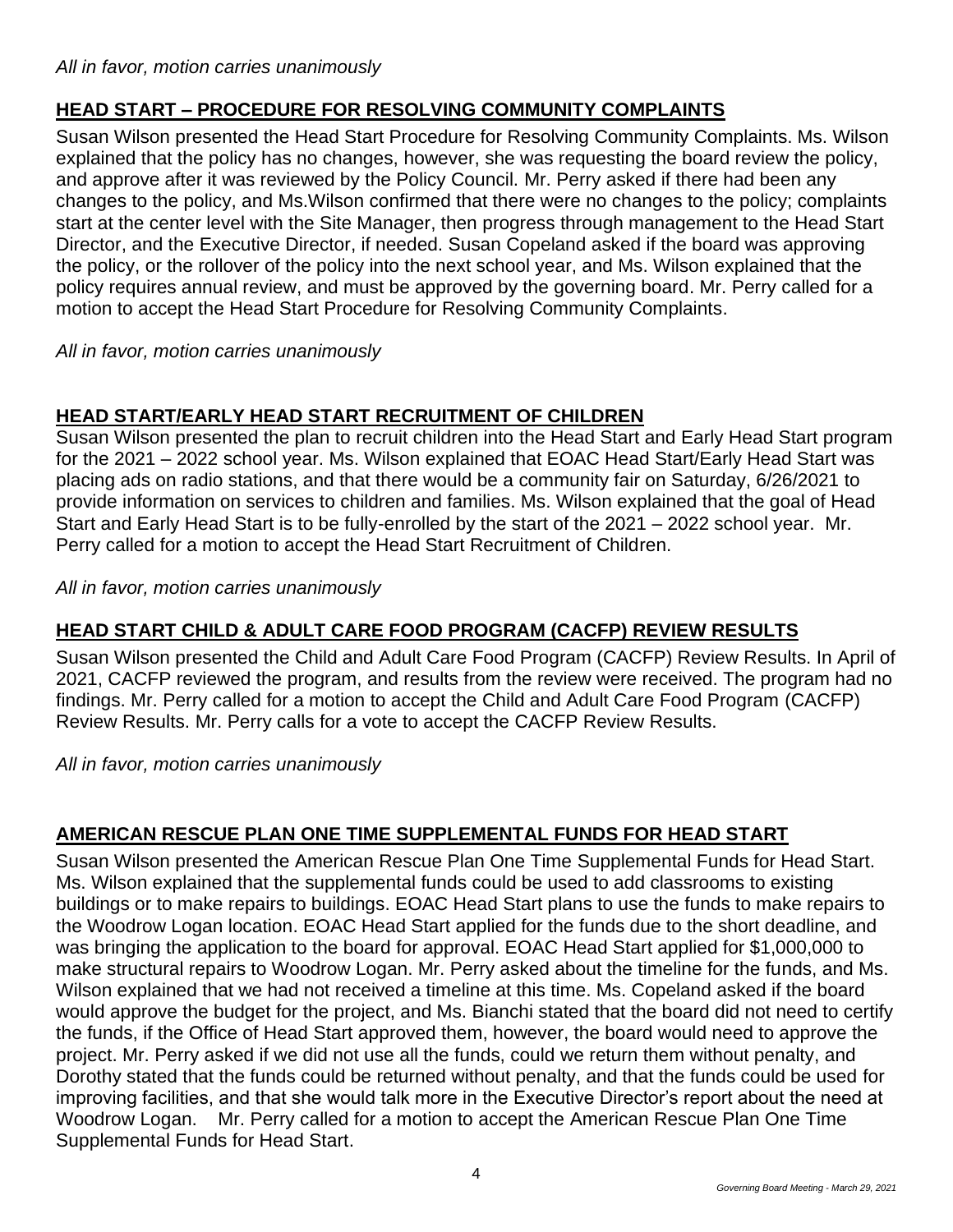*All in favor, motion carries unanimously*

## HEAD START – PROCEDURE FOR RESOLVING COMMUNITY COMPLAINTS

Susan Wilson presented the Head Start Procedure for Resolving Community Complaints. Ms. Wilson explained that the policy has no changes, however, she was requesting the board review the policy, and approve after it was reviewed by the Policy Council. Mr. Perry asked if there had been any changes to the policy, and Ms.Wilson confirmed that there were no changes to the policy; complaints start at the center level with the Site Manager, then progress through management to the Head Start Director, and the Executive Director, if needed. Susan Copeland asked if the board was approving the policy, or the rollover of the policy into the next school year, and Ms. Wilson explained that the policy requires annual review, and must be approved by the governing board. Mr. Perry called for a motion to accept the Head Start Procedure for Resolving Community Complaints.

*All in favor, motion carries unanimously*

## HEAD START/EARLY HEAD START RECRUITMENT OF CHILDREN

Susan Wilson presented the plan to recruit children into the Head Start and Early Head Start program for the 2021 – 2022 school year. Ms. Wilson explained that EOAC Head Start/Early Head Start was placing ads on radio stations, and that there would be a community fair on Saturday, 6/26/2021 to provide information on services to children and families. Ms. Wilson explained that the goal of Head Start and Early Head Start is to be fully-enrolled by the start of the 2021 – 2022 school year. Mr. Perry called for a motion to accept the Head Start Recruitment of Children.

*All in favor, motion carries unanimously*

## HEAD START CHILD & ADULT CARE FOOD PROGRAM (CACFP) REVIEW RESULTS

Susan Wilson presented the Child and Adult Care Food Program (CACFP) Review Results. In April of 2021, CACFP reviewed the program, and results from the review were received. The program had no findings. Mr. Perry called for a motion to accept the Child and Adult Care Food Program (CACFP) Review Results. Mr. Perry calls for a vote to accept the CACFP Review Results.

*All in favor, motion carries unanimously*

## AMERICAN RESCUE PLAN ONE TIME SUPPLEMENTAL FUNDS FOR HEAD START

Susan Wilson presented the American Rescue Plan One Time Supplemental Funds for Head Start. Ms. Wilson explained that the supplemental funds could be used to add classrooms to existing buildings or to make repairs to buildings. EOAC Head Start plans to use the funds to make repairs to the Woodrow Logan location. EOAC Head Start applied for the funds due to the short deadline, and was bringing the application to the board for approval. EOAC Head Start applied for $1,000,000 to make structural repairs to Woodrow Logan. Mr. Perry asked about the timeline for the funds, and Ms. Wilson explained that we had not received a timeline at this time. Ms. Copeland asked if the board would approve the budget for the project, and Ms. Bianchi stated that the board did not need to certify the funds, if the Office of Head Start approved them, however, the board would need to approve the project. Mr. Perry asked if we did not use all the funds, could we return them without penalty, and Dorothy stated that the funds could be returned without penalty, and that the funds could be used for improving facilities, and that she would talk more in the Executive Director's report about the need at Woodrow Logan. Mr. Perry called for a motion to accept the American Rescue Plan One Time Supplemental Funds for Head Start.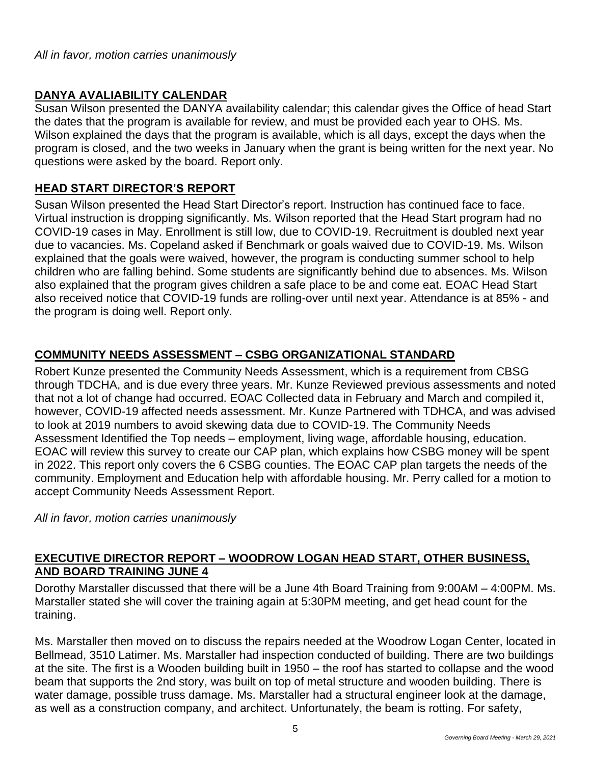*All in favor, motion carries unanimously*

## DANYA AVALIABILITY CALENDAR

Susan Wilson presented the DANYA availability calendar; this calendar gives the Office of head Start the dates that the program is available for review, and must be provided each year to OHS. Ms. Wilson explained the days that the program is available, which is all days, except the days when the program is closed, and the two weeks in January when the grant is being written for the next year. No questions were asked by the board. Report only.

## HEAD START DIRECTOR'S REPORT

Susan Wilson presented the Head Start Director's report. Instruction has continued face to face. Virtual instruction is dropping significantly. Ms. Wilson reported that the Head Start program had no COVID-19 cases in May. Enrollment is still low, due to COVID-19. Recruitment is doubled next year due to vacancies. Ms. Copeland asked if Benchmark or goals waived due to COVID-19. Ms. Wilson explained that the goals were waived, however, the program is conducting summer school to help children who are falling behind. Some students are significantly behind due to absences. Ms. Wilson also explained that the program gives children a safe place to be and come eat. EOAC Head Start also received notice that COVID-19 funds are rolling-over until next year. Attendance is at 85% - and the program is doing well. Report only.

## COMMUNITY NEEDS ASSESSMENT – CSBG ORGANIZATIONAL STANDARD

Robert Kunze presented the Community Needs Assessment, which is a requirement from CBSG through TDCHA, and is due every three years. Mr. Kunze Reviewed previous assessments and noted that not a lot of change had occurred. EOAC Collected data in February and March and compiled it, however, COVID-19 affected needs assessment. Mr. Kunze Partnered with TDHCA, and was advised to look at 2019 numbers to avoid skewing data due to COVID-19. The Community Needs Assessment Identified the Top needs – employment, living wage, affordable housing, education. EOAC will review this survey to create our CAP plan, which explains how CSBG money will be spent in 2022. This report only covers the 6 CSBG counties. The EOAC CAP plan targets the needs of the community. Employment and Education help with affordable housing. Mr. Perry called for a motion to accept Community Needs Assessment Report.

*All in favor, motion carries unanimously*

## EXECUTIVE DIRECTOR REPORT – WOODROW LOGAN HEAD START, OTHER BUSINESS, AND BOARD TRAINING JUNE 4

Dorothy Marstaller discussed that there will be a June 4th Board Training from 9:00AM – 4:00PM. Ms. Marstaller stated she will cover the training again at 5:30PM meeting, and get head count for the training.

Ms. Marstaller then moved on to discuss the repairs needed at the Woodrow Logan Center, located in Bellmead, 3510 Latimer. Ms. Marstaller had inspection conducted of building. There are two buildings at the site. The first is a Wooden building built in 1950 – the roof has started to collapse and the wood beam that supports the 2nd story, was built on top of metal structure and wooden building. There is water damage, possible truss damage. Ms. Marstaller had a structural engineer look at the damage, as well as a construction company, and architect. Unfortunately, the beam is rotting. For safety,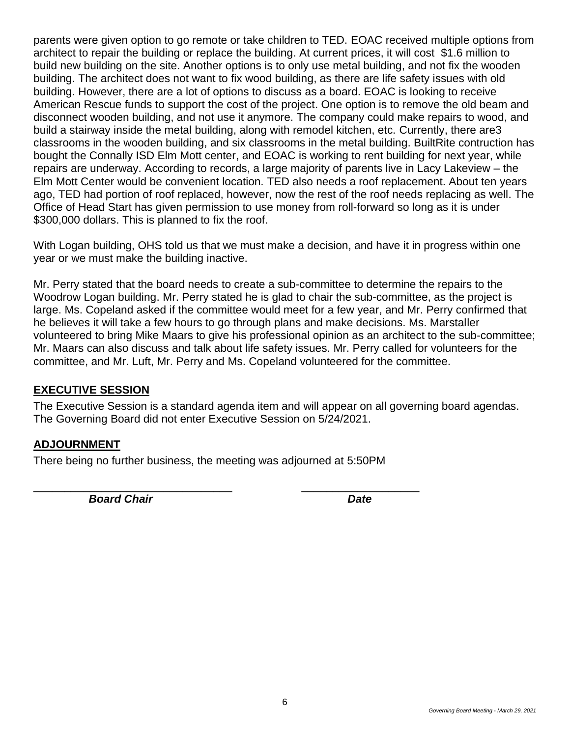parents were given option to go remote or take children to TED. EOAC received multiple options from architect to repair the building or replace the building. At current prices, it will cost  $1.6 million to build new building on the site. Another options is to only use metal building, and not fix the wooden building. The architect does not want to fix wood building, as there are life safety issues with old building. However, there are a lot of options to discuss as a board. EOAC is looking to receive American Rescue funds to support the cost of the project. One option is to remove the old beam and disconnect wooden building, and not use it anymore. The company could make repairs to wood, and build a stairway inside the metal building, along with remodel kitchen, etc. Currently, there are3 classrooms in the wooden building, and six classrooms in the metal building. BuiltRite contruction has bought the Connally ISD Elm Mott center, and EOAC is working to rent building for next year, while repairs are underway. According to records, a large majority of parents live in Lacy Lakeview – the Elm Mott Center would be convenient location. TED also needs a roof replacement. About ten years ago, TED had portion of roof replaced, however, now the rest of the roof needs replacing as well. The Office of Head Start has given permission to use money from roll-forward so long as it is under $300,000 dollars. This is planned to fix the roof.

With Logan building, OHS told us that we must make a decision, and have it in progress within one year or we must make the building inactive.

Mr. Perry stated that the board needs to create a sub-committee to determine the repairs to the Woodrow Logan building. Mr. Perry stated he is glad to chair the sub-committee, as the project is large. Ms. Copeland asked if the committee would meet for a few year, and Mr. Perry confirmed that he believes it will take a few hours to go through plans and make decisions. Ms. Marstaller volunteered to bring Mike Maars to give his professional opinion as an architect to the sub-committee; Mr. Maars can also discuss and talk about life safety issues. Mr. Perry called for volunteers for the committee, and Mr. Luft, Mr. Perry and Ms. Copeland volunteered for the committee.

## EXECUTIVE SESSION

The Executive Session is a standard agenda item and will appear on all governing board agendas. The Governing Board did not enter Executive Session on 5/24/2021.

## ADJOURNMENT

There being no further business, the meeting was adjourned at 5:50PM

_________________________________ ___________________

***Board Chair*** ***Date***